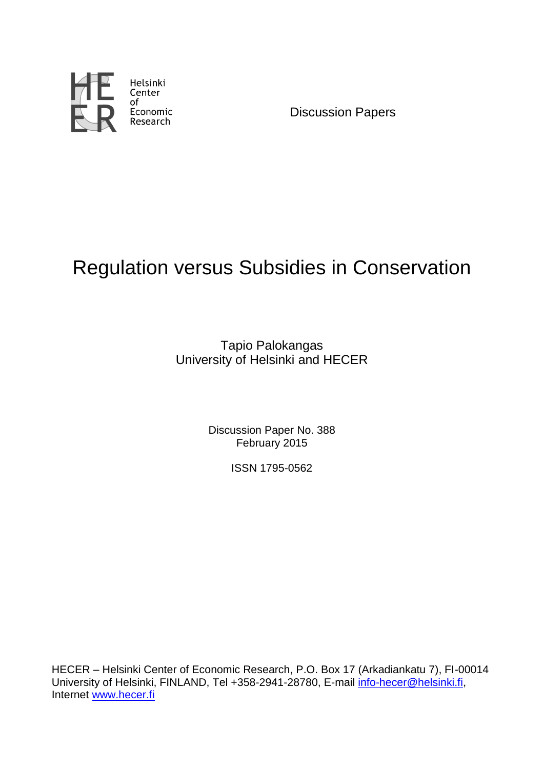Helsinki Center of Economic Research

Discussion Papers

# Regulation versus Subsidies in Conservation

Tapio Palokangas
University of Helsinki and HECER

Discussion Paper No. 388
February 2015

ISSN 1795-0562

HECER – Helsinki Center of Economic Research, P.O. Box 17 (Arkadiankatu 7), FI-00014 University of Helsinki, FINLAND, Tel +358-2941-28780, E-mail info-hecer@helsinki.fi, Internet www.hecer.fi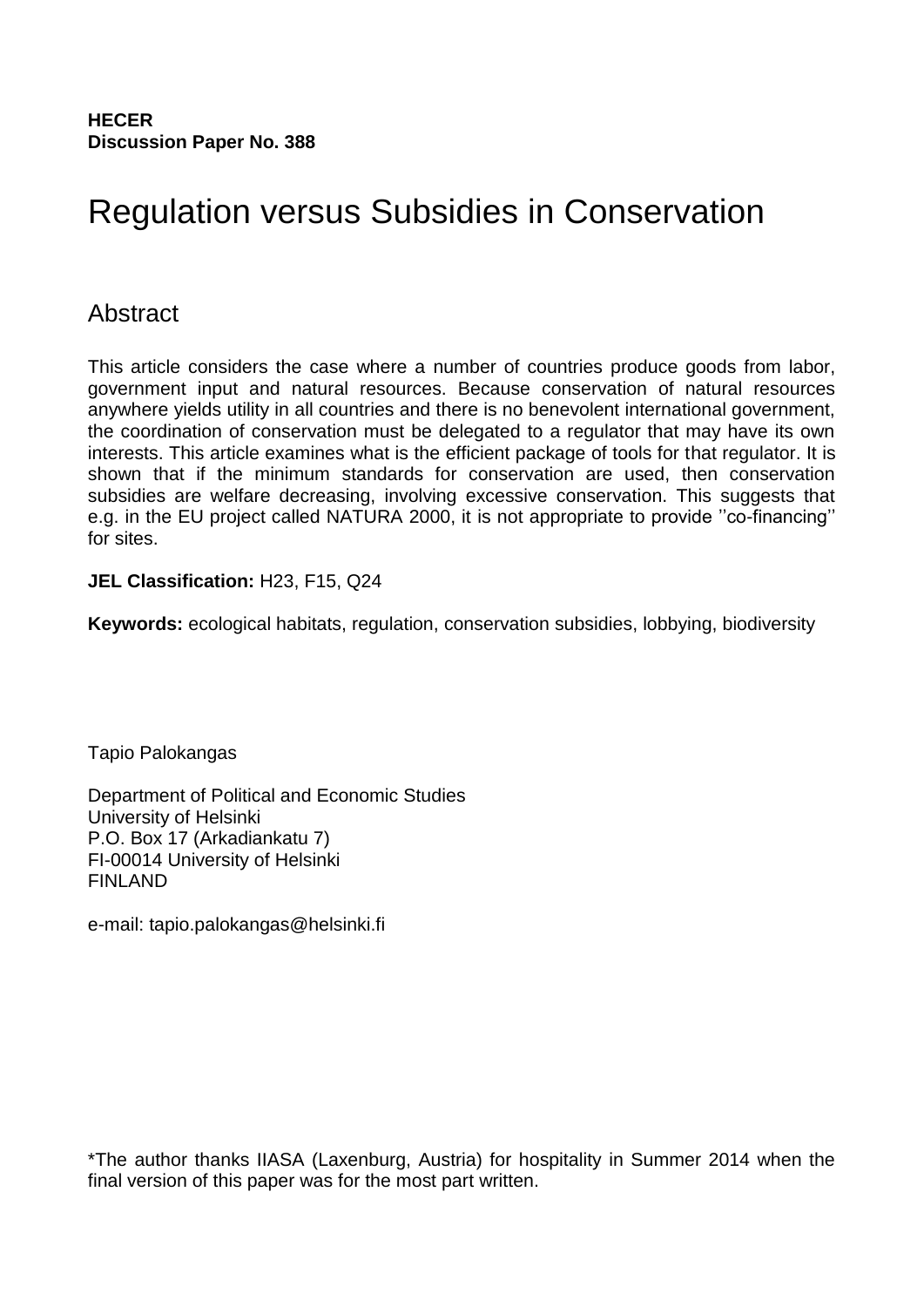**HECER**
**Discussion Paper No. 388**

# Regulation versus Subsidies in Conservation

## Abstract

This article considers the case where a number of countries produce goods from labor, government input and natural resources. Because conservation of natural resources anywhere yields utility in all countries and there is no benevolent international government, the coordination of conservation must be delegated to a regulator that may have its own interests. This article examines what is the efficient package of tools for that regulator. It is shown that if the minimum standards for conservation are used, then conservation subsidies are welfare decreasing, involving excessive conservation. This suggests that e.g. in the EU project called NATURA 2000, it is not appropriate to provide ''co-financing'' for sites.

**JEL Classification:** H23, F15, Q24

**Keywords:** ecological habitats, regulation, conservation subsidies, lobbying, biodiversity

Tapio Palokangas

Department of Political and Economic Studies
University of Helsinki
P.O. Box 17 (Arkadiankatu 7)
FI-00014 University of Helsinki
FINLAND

e-mail: tapio.palokangas@helsinki.fi

*The author thanks IIASA (Laxenburg, Austria) for hospitality in Summer 2014 when the final version of this paper was for the most part written.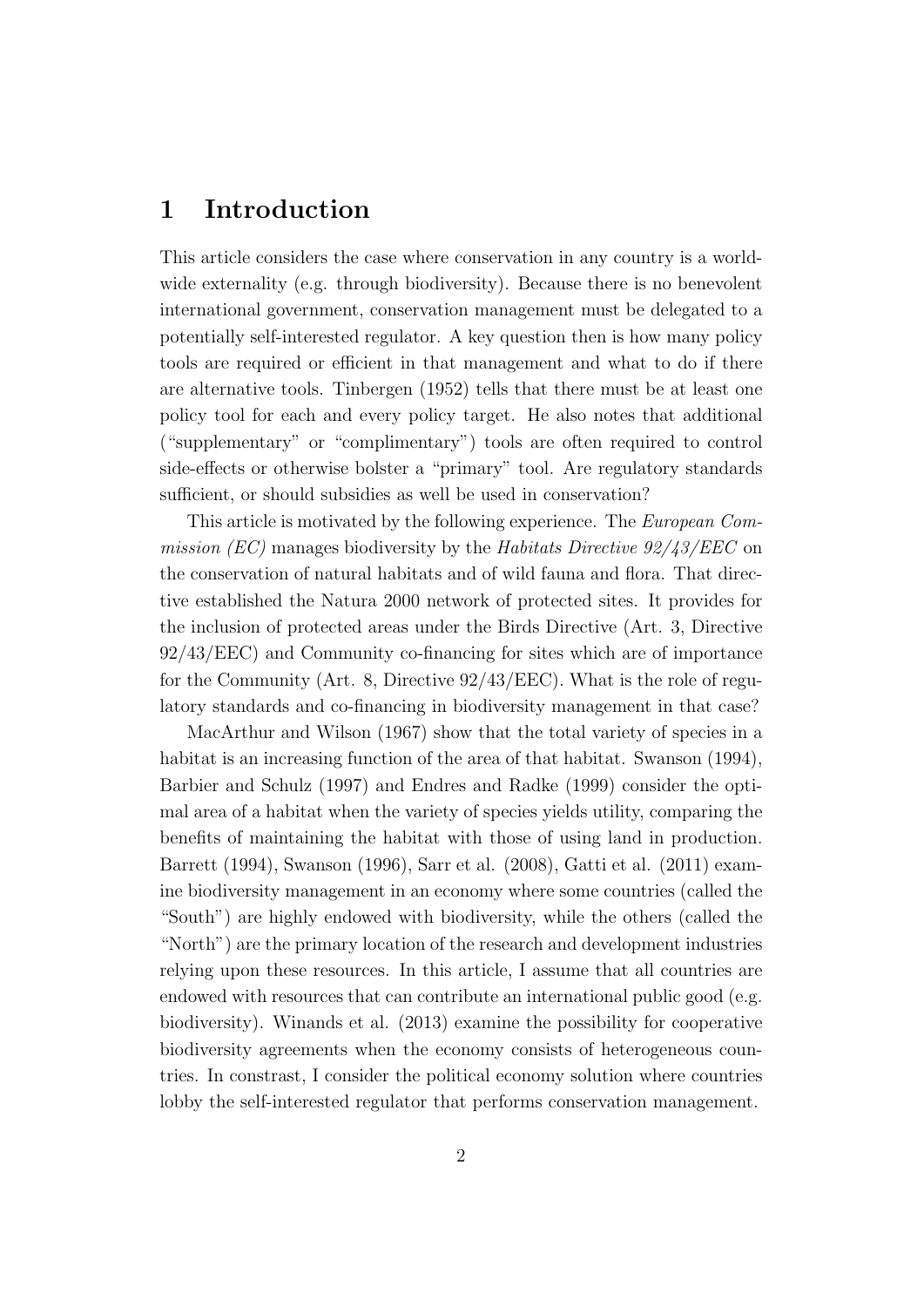# 1 Introduction

This article considers the case where conservation in any country is a world-wide externality (e.g. through biodiversity). Because there is no benevolent international government, conservation management must be delegated to a potentially self-interested regulator. A key question then is how many policy tools are required or efficient in that management and what to do if there are alternative tools. Tinbergen (1952) tells that there must be at least one policy tool for each and every policy target. He also notes that additional ("supplementary" or "complimentary") tools are often required to control side-effects or otherwise bolster a "primary" tool. Are regulatory standards sufficient, or should subsidies as well be used in conservation?

This article is motivated by the following experience. The *European Commission (EC)* manages biodiversity by the *Habitats Directive 92/43/EEC* on the conservation of natural habitats and of wild fauna and flora. That directive established the Natura 2000 network of protected sites. It provides for the inclusion of protected areas under the Birds Directive (Art. 3, Directive 92/43/EEC) and Community co-financing for sites which are of importance for the Community (Art. 8, Directive 92/43/EEC). What is the role of regulatory standards and co-financing in biodiversity management in that case?

MacArthur and Wilson (1967) show that the total variety of species in a habitat is an increasing function of the area of that habitat. Swanson (1994), Barbier and Schulz (1997) and Endres and Radke (1999) consider the optimal area of a habitat when the variety of species yields utility, comparing the benefits of maintaining the habitat with those of using land in production. Barrett (1994), Swanson (1996), Sarr et al. (2008), Gatti et al. (2011) examine biodiversity management in an economy where some countries (called the "South") are highly endowed with biodiversity, while the others (called the "North") are the primary location of the research and development industries relying upon these resources. In this article, I assume that all countries are endowed with resources that can contribute an international public good (e.g. biodiversity). Winands et al. (2013) examine the possibility for cooperative biodiversity agreements when the economy consists of heterogeneous countries. In constrast, I consider the political economy solution where countries lobby the self-interested regulator that performs conservation management.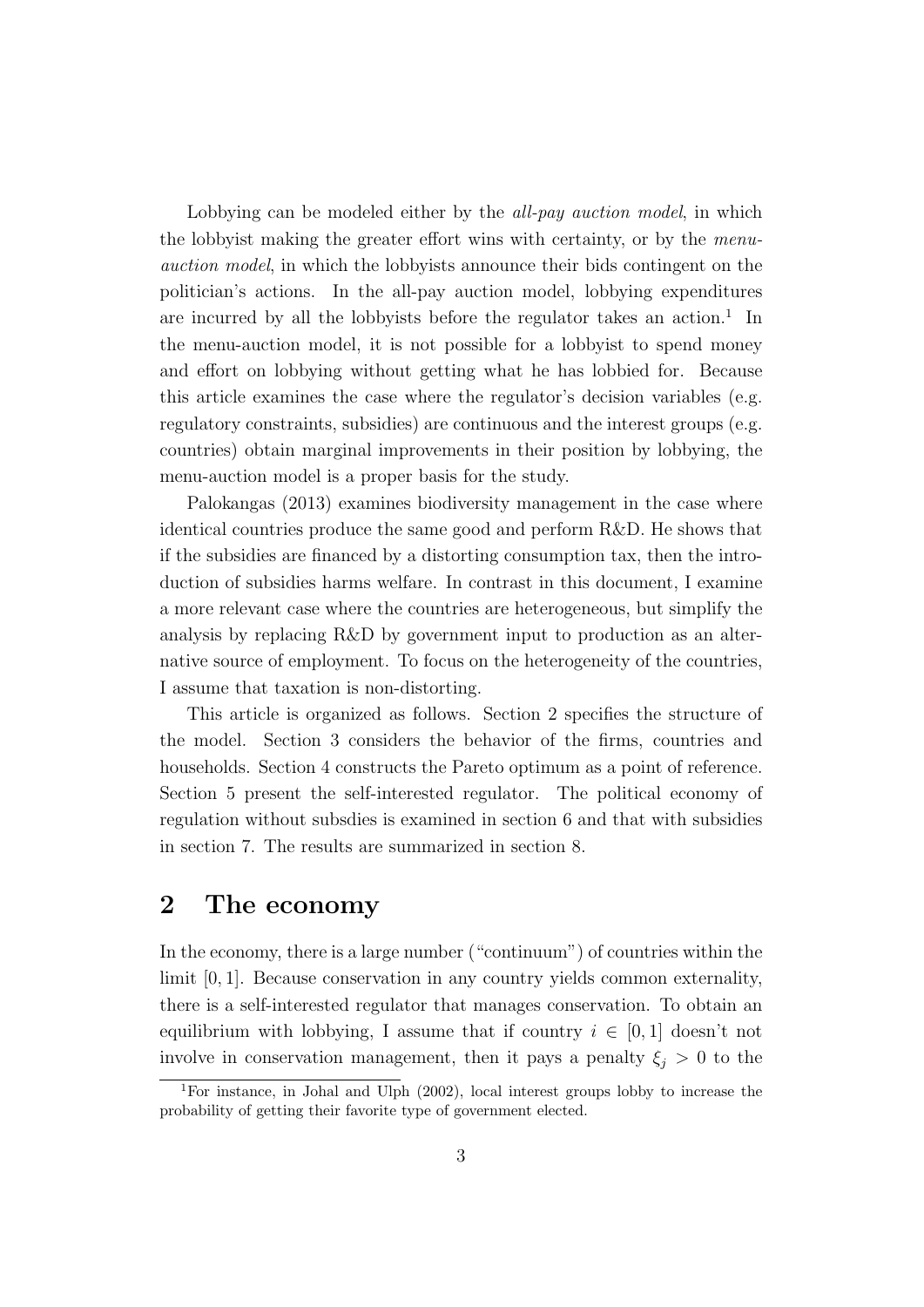Lobbying can be modeled either by the *all-pay auction model*, in which the lobbyist making the greater effort wins with certainty, or by the *menu-auction model*, in which the lobbyists announce their bids contingent on the politician's actions. In the all-pay auction model, lobbying expenditures are incurred by all the lobbyists before the regulator takes an action.[1] In the menu-auction model, it is not possible for a lobbyist to spend money and effort on lobbying without getting what he has lobbied for. Because this article examines the case where the regulator's decision variables (e.g. regulatory constraints, subsidies) are continuous and the interest groups (e.g. countries) obtain marginal improvements in their position by lobbying, the menu-auction model is a proper basis for the study.

Palokangas (2013) examines biodiversity management in the case where identical countries produce the same good and perform R&D. He shows that if the subsidies are financed by a distorting consumption tax, then the introduction of subsidies harms welfare. In contrast in this document, I examine a more relevant case where the countries are heterogeneous, but simplify the analysis by replacing R&D by government input to production as an alternative source of employment. To focus on the heterogeneity of the countries, I assume that taxation is non-distorting.

This article is organized as follows. Section 2 specifies the structure of the model. Section 3 considers the behavior of the firms, countries and households. Section 4 constructs the Pareto optimum as a point of reference. Section 5 present the self-interested regulator. The political economy of regulation without subsdies is examined in section 6 and that with subsidies in section 7. The results are summarized in section 8.

## 2 The economy

In the economy, there is a large number ("continuum") of countries within the limit $[0, 1]$. Because conservation in any country yields common externality, there is a self-interested regulator that manages conservation. To obtain an equilibrium with lobbying, I assume that if country $i \in [0, 1]$ doesn't not involve in conservation management, then it pays a penalty $\xi_j > 0$ to the

[1] For instance, in Johal and Ulph (2002), local interest groups lobby to increase the probability of getting their favorite type of government elected.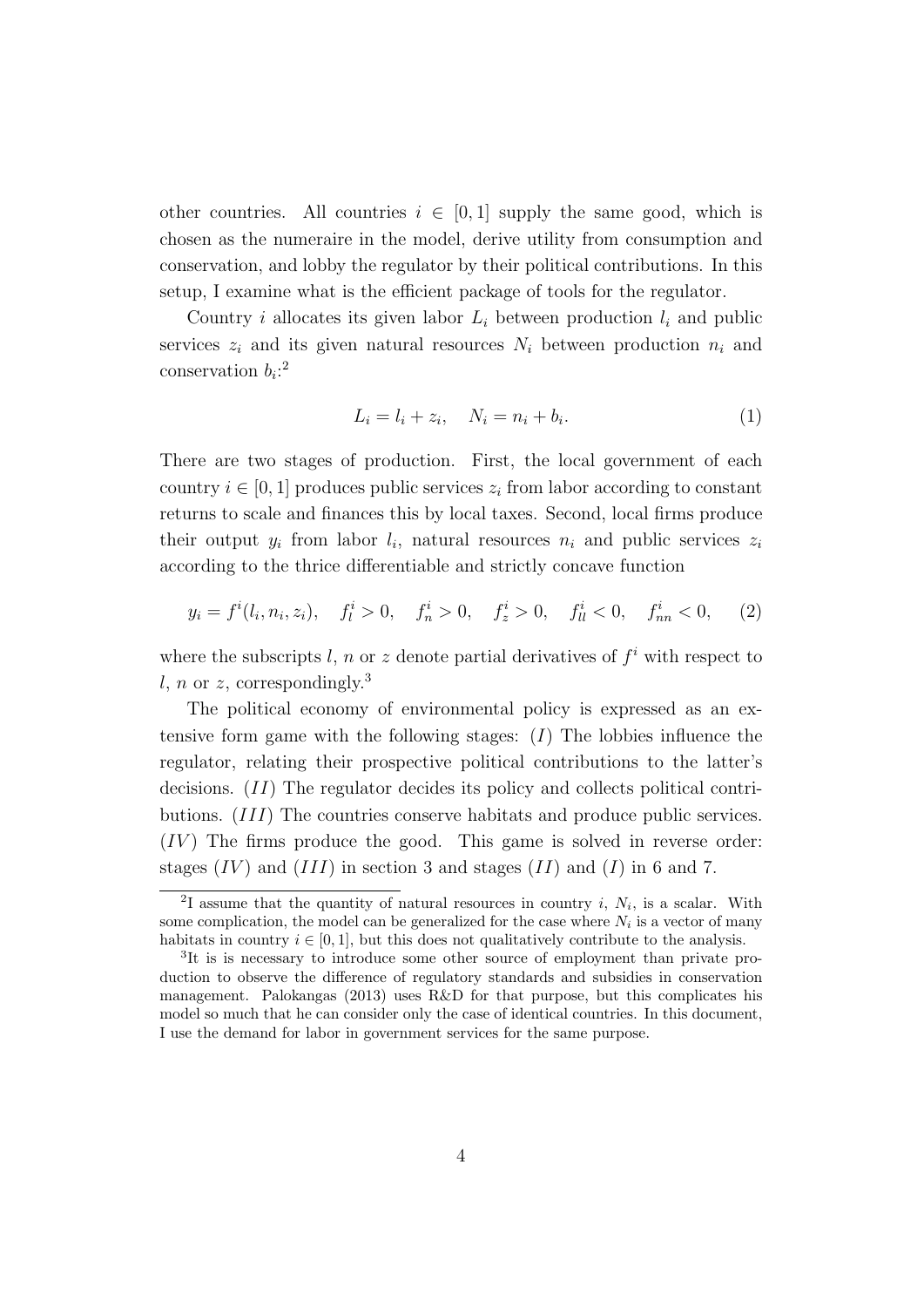other countries. All countries $i \in [0,1]$ supply the same good, which is chosen as the numeraire in the model, derive utility from consumption and conservation, and lobby the regulator by their political contributions. In this setup, I examine what is the efficient package of tools for the regulator.

Country $i$ allocates its given labor $L_i$ between production $l_i$ and public services $z_i$ and its given natural resources $N_i$ between production $n_i$ and conservation $b_i$:[2]

$$L_i = l_i + z_i, \quad N_i = n_i + b_i. \tag{1}$$

There are two stages of production. First, the local government of each country $i \in [0,1]$ produces public services $z_i$ from labor according to constant returns to scale and finances this by local taxes. Second, local firms produce their output $y_i$ from labor $l_i$, natural resources $n_i$ and public services $z_i$ according to the thrice differentiable and strictly concave function

$$y_i = f^i(l_i, n_i, z_i), \quad f_l^i > 0, \quad f_n^i > 0, \quad f_z^i > 0, \quad f_{ll}^i < 0, \quad f_{nn}^i < 0, \tag{2}$$

where the subscripts $l$, $n$ or $z$ denote partial derivatives of $f^i$ with respect to $l$, $n$ or $z$, correspondingly.[3]

The political economy of environmental policy is expressed as an extensive form game with the following stages: $(I)$ The lobbies influence the regulator, relating their prospective political contributions to the latter's decisions. $(II)$ The regulator decides its policy and collects political contributions. $(III)$ The countries conserve habitats and produce public services. $(IV)$ The firms produce the good. This game is solved in reverse order: stages $(IV)$ and $(III)$ in section 3 and stages $(II)$ and $(I)$ in 6 and 7.

---

[2] I assume that the quantity of natural resources in country $i$, $N_i$, is a scalar. With some complication, the model can be generalized for the case where $N_i$ is a vector of many habitats in country $i \in [0,1]$, but this does not qualitatively contribute to the analysis.

[3] It is is necessary to introduce some other source of employment than private production to observe the difference of regulatory standards and subsidies in conservation management. Palokangas (2013) uses R&D for that purpose, but this complicates his model so much that he can consider only the case of identical countries. In this document, I use the demand for labor in government services for the same purpose.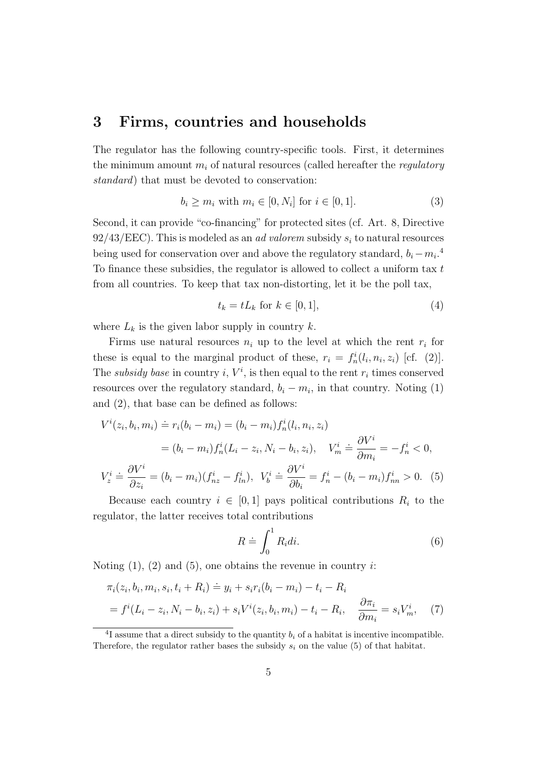## 3 Firms, countries and households

The regulator has the following country-specific tools. First, it determines the minimum amount $m_i$ of natural resources (called hereafter the *regulatory standard*) that must be devoted to conservation:

$$b_i \geq m_i \text{ with } m_i \in [0, N_i] \text{ for } i \in [0, 1]. \tag{3}$$

Second, it can provide "co-financing" for protected sites (cf. Art. 8, Directive 92/43/EEC). This is modeled as an *ad valorem* subsidy $s_i$ to natural resources being used for conservation over and above the regulatory standard, $b_i - m_i$.[4] To finance these subsidies, the regulator is allowed to collect a uniform tax $t$ from all countries. To keep that tax non-distorting, let it be the poll tax,

$$t_k = tL_k \text{ for } k \in [0, 1], \tag{4}$$

where $L_k$ is the given labor supply in country $k$.

Firms use natural resources $n_i$ up to the level at which the rent $r_i$ for these is equal to the marginal product of these, $r_i = f_n^i(l_i, n_i, z_i)$ [cf. (2)]. The *subsidy base* in country $i$, $V^i$, is then equal to the rent $r_i$ times conserved resources over the regulatory standard, $b_i - m_i$, in that country. Noting (1) and (2), that base can be defined as follows:

$$\begin{aligned}
V^i(z_i, b_i, m_i) &\doteq r_i(b_i - m_i) = (b_i - m_i) f_n^i(l_i, n_i, z_i) \\
&= (b_i - m_i) f_n^i(L_i - z_i, N_i - b_i, z_i), \quad V_m^i \doteq \frac{\partial V^i}{\partial m_i} = -f_n^i < 0, \\
V_z^i \doteq \frac{\partial V^i}{\partial z_i} &= (b_i - m_i)(f_{nz}^i - f_{ln}^i), \;\; V_b^i \doteq \frac{\partial V^i}{\partial b_i} = f_n^i - (b_i - m_i) f_{nn}^i > 0.
\end{aligned} \tag{5}$$

Because each country $i \in [0, 1]$ pays political contributions $R_i$ to the regulator, the latter receives total contributions

$$R \doteq \int_0^1 R_i di. \tag{6}$$

Noting (1), (2) and (5), one obtains the revenue in country $i$:

$$\begin{aligned}
\pi_i(z_i, b_i, m_i, s_i, t_i + R_i) &\doteq y_i + s_i r_i(b_i - m_i) - t_i - R_i \\
&= f^i(L_i - z_i, N_i - b_i, z_i) + s_i V^i(z_i, b_i, m_i) - t_i - R_i, \quad \frac{\partial \pi_i}{\partial m_i} = s_i V_m^i,
\end{aligned} \tag{7}$$

[4] I assume that a direct subsidy to the quantity $b_i$ of a habitat is incentive incompatible. Therefore, the regulator rather bases the subsidy $s_i$ on the value (5) of that habitat.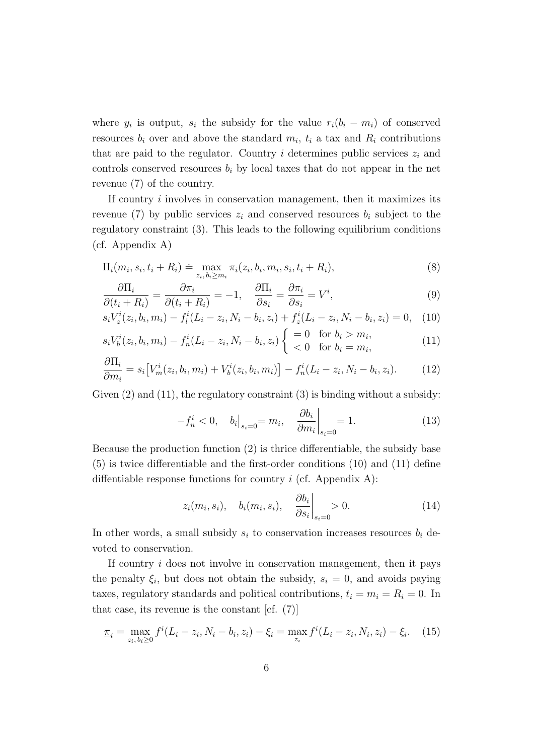where $y_i$ is output, $s_i$ the subsidy for the value $r_i(b_i - m_i)$ of conserved resources $b_i$ over and above the standard $m_i$, $t_i$ a tax and $R_i$ contributions that are paid to the regulator. Country $i$ determines public services $z_i$ and controls conserved resources $b_i$ by local taxes that do not appear in the net revenue (7) of the country.

If country $i$ involves in conservation management, then it maximizes its revenue (7) by public services $z_i$ and conserved resources $b_i$ subject to the regulatory constraint (3). This leads to the following equilibrium conditions (cf. Appendix A)

$$\Pi_i(m_i, s_i, t_i + R_i) \doteq \max_{z_i,\, b_i \geq m_i} \pi_i(z_i, b_i, m_i, s_i, t_i + R_i), \tag{8}$$

$$\frac{\partial \Pi_i}{\partial (t_i + R_i)} = \frac{\partial \pi_i}{\partial (t_i + R_i)} = -1, \quad \frac{\partial \Pi_i}{\partial s_i} = \frac{\partial \pi_i}{\partial s_i} = V^i, \tag{9}$$

$$s_i V_z^i(z_i, b_i, m_i) - f_l^i(L_i - z_i, N_i - b_i, z_i) + f_z^i(L_i - z_i, N_i - b_i, z_i) = 0, \tag{10}$$

$$s_i V_b^i(z_i, b_i, m_i) - f_n^i(L_i - z_i, N_i - b_i, z_i) \begin{cases} = 0 & \text{for } b_i > m_i, \\ < 0 & \text{for } b_i = m_i, \end{cases} \tag{11}$$

$$\frac{\partial \Pi_i}{\partial m_i} = s_i \big[ V_m^i(z_i, b_i, m_i) + V_b^i(z_i, b_i, m_i) \big] - f_n^i(L_i - z_i, N_i - b_i, z_i). \tag{12}$$

Given (2) and (11), the regulatory constraint (3) is binding without a subsidy:

$$-f_n^i < 0, \quad b_i \big|_{s_i = 0} = m_i, \quad \frac{\partial b_i}{\partial m_i} \bigg|_{s_i = 0} = 1. \tag{13}$$

Because the production function (2) is thrice differentiable, the subsidy base (5) is twice differentiable and the first-order conditions (10) and (11) define diffentiable response functions for country $i$ (cf. Appendix A):

$$z_i(m_i, s_i), \quad b_i(m_i, s_i), \quad \frac{\partial b_i}{\partial s_i} \bigg|_{s_i = 0} > 0. \tag{14}$$

In other words, a small subsidy $s_i$ to conservation increases resources $b_i$ devoted to conservation.

If country $i$ does not involve in conservation management, then it pays the penalty $\xi_i$, but does not obtain the subsidy, $s_i = 0$, and avoids paying taxes, regulatory standards and political contributions, $t_i = m_i = R_i = 0$. In that case, its revenue is the constant [cf. (7)]

$$\underline{\pi}_i = \max_{z_i,\, b_i \geq 0} f^i(L_i - z_i, N_i - b_i, z_i) - \xi_i = \max_{z_i} f^i(L_i - z_i, N_i, z_i) - \xi_i. \tag{15}$$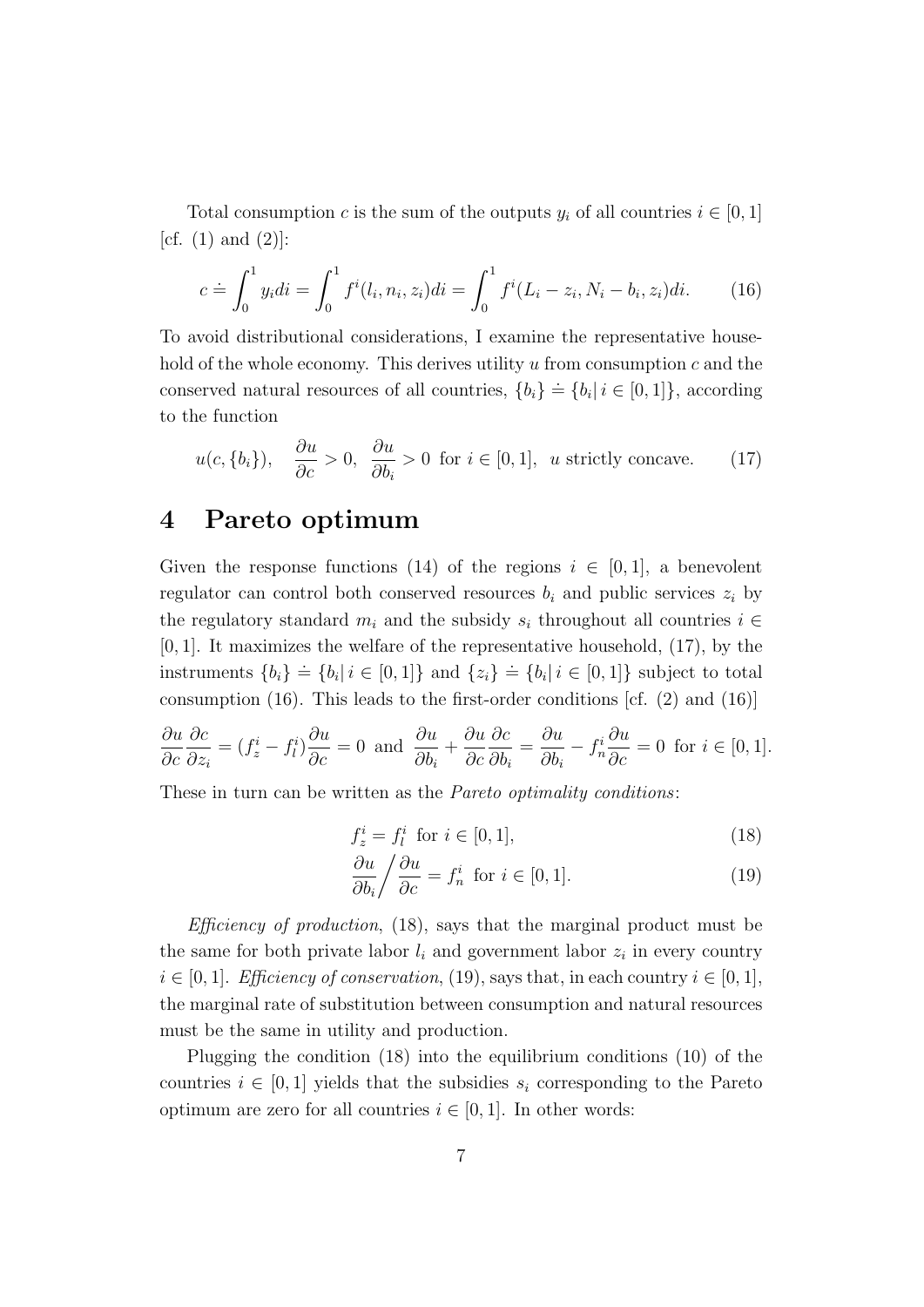Total consumption $c$ is the sum of the outputs $y_i$ of all countries $i \in [0,1]$ [cf. (1) and (2)]:

$$c \doteq \int_0^1 y_i di = \int_0^1 f^i(l_i, n_i, z_i) di = \int_0^1 f^i(L_i - z_i, N_i - b_i, z_i) di. \tag{16}$$

To avoid distributional considerations, I examine the representative household of the whole economy. This derives utility $u$ from consumption $c$ and the conserved natural resources of all countries, $\{b_i\} \doteq \{b_i | \, i \in [0,1]\}$, according to the function

$$u(c, \{b_i\}), \quad \frac{\partial u}{\partial c} > 0, \ \ \frac{\partial u}{\partial b_i} > 0 \ \text{ for } i \in [0,1], \ \ u \text{ strictly concave.} \tag{17}$$

# 4 Pareto optimum

Given the response functions (14) of the regions $i \in [0,1]$, a benevolent regulator can control both conserved resources $b_i$ and public services $z_i$ by the regulatory standard $m_i$ and the subsidy $s_i$ throughout all countries $i \in [0,1]$. It maximizes the welfare of the representative household, (17), by the instruments $\{b_i\} \doteq \{b_i | \, i \in [0,1]\}$ and $\{z_i\} \doteq \{b_i | \, i \in [0,1]\}$ subject to total consumption (16). This leads to the first-order conditions [cf. (2) and (16)]

$$\frac{\partial u}{\partial c}\frac{\partial c}{\partial z_i} = (f^i_z - f^i_l)\frac{\partial u}{\partial c} = 0 \ \text{ and } \ \frac{\partial u}{\partial b_i} + \frac{\partial u}{\partial c}\frac{\partial c}{\partial b_i} = \frac{\partial u}{\partial b_i} - f^i_n \frac{\partial u}{\partial c} = 0 \ \text{ for } i \in [0,1].$$

These in turn can be written as the *Pareto optimality conditions*:

$$f^i_z = f^i_l \ \text{ for } i \in [0,1], \tag{18}$$

$$\frac{\partial u}{\partial b_i} \Big/ \frac{\partial u}{\partial c} = f^i_n \ \text{ for } i \in [0,1]. \tag{19}$$

*Efficiency of production*, (18), says that the marginal product must be the same for both private labor $l_i$ and government labor $z_i$ in every country $i \in [0,1]$. *Efficiency of conservation*, (19), says that, in each country $i \in [0,1]$, the marginal rate of substitution between consumption and natural resources must be the same in utility and production.

Plugging the condition (18) into the equilibrium conditions (10) of the countries $i \in [0,1]$ yields that the subsidies $s_i$ corresponding to the Pareto optimum are zero for all countries $i \in [0,1]$. In other words: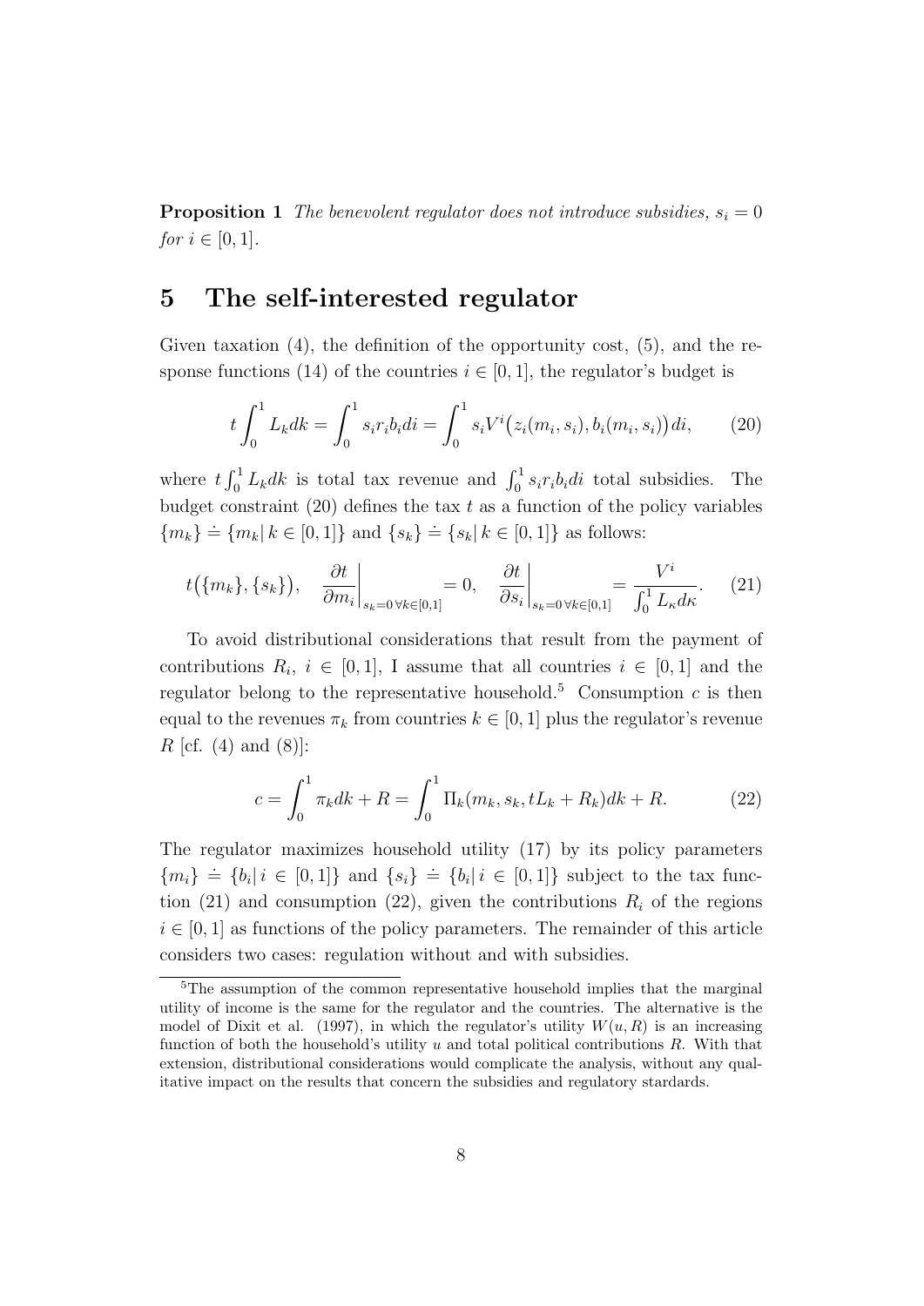**Proposition 1** *The benevolent regulator does not introduce subsidies, $s_i = 0$ for $i \in [0,1]$.*

# 5 The self-interested regulator

Given taxation (4), the definition of the opportunity cost, (5), and the response functions (14) of the countries $i \in [0,1]$, the regulator's budget is

$$t \int_0^1 L_k dk = \int_0^1 s_i r_i b_i di = \int_0^1 s_i V^i\big(z_i(m_i, s_i), b_i(m_i, s_i)\big) di, \qquad (20)$$

where $t \int_0^1 L_k dk$ is total tax revenue and $\int_0^1 s_i r_i b_i di$ total subsidies. The budget constraint (20) defines the tax $t$ as a function of the policy variables $\{m_k\} \doteq \{m_k | \, k \in [0,1]\}$ and $\{s_k\} \doteq \{s_k | \, k \in [0,1]\}$ as follows:

$$t\big(\{m_k\}, \{s_k\}\big), \quad \frac{\partial t}{\partial m_i}\bigg|_{s_k = 0 \, \forall k \in [0,1]} = 0, \quad \frac{\partial t}{\partial s_i}\bigg|_{s_k = 0 \, \forall k \in [0,1]} = \frac{V^i}{\int_0^1 L_\kappa d\kappa}. \qquad (21)$$

To avoid distributional considerations that result from the payment of contributions $R_i$, $i \in [0,1]$, I assume that all countries $i \in [0,1]$ and the regulator belong to the representative household.[5] Consumption $c$ is then equal to the revenues $\pi_k$ from countries $k \in [0,1]$ plus the regulator's revenue $R$ [cf. (4) and (8)]:

$$c = \int_0^1 \pi_k dk + R = \int_0^1 \Pi_k(m_k, s_k, tL_k + R_k) dk + R. \qquad (22)$$

The regulator maximizes household utility (17) by its policy parameters $\{m_i\} \doteq \{b_i | \, i \in [0,1]\}$ and $\{s_i\} \doteq \{b_i | \, i \in [0,1]\}$ subject to the tax function (21) and consumption (22), given the contributions $R_i$ of the regions $i \in [0,1]$ as functions of the policy parameters. The remainder of this article considers two cases: regulation without and with subsidies.

[5] The assumption of the common representative household implies that the marginal utility of income is the same for the regulator and the countries. The alternative is the model of Dixit et al. (1997), in which the regulator's utility $W(u, R)$ is an increasing function of both the household's utility $u$ and total political contributions $R$. With that extension, distributional considerations would complicate the analysis, without any qualitative impact on the results that concern the subsidies and regulatory stardards.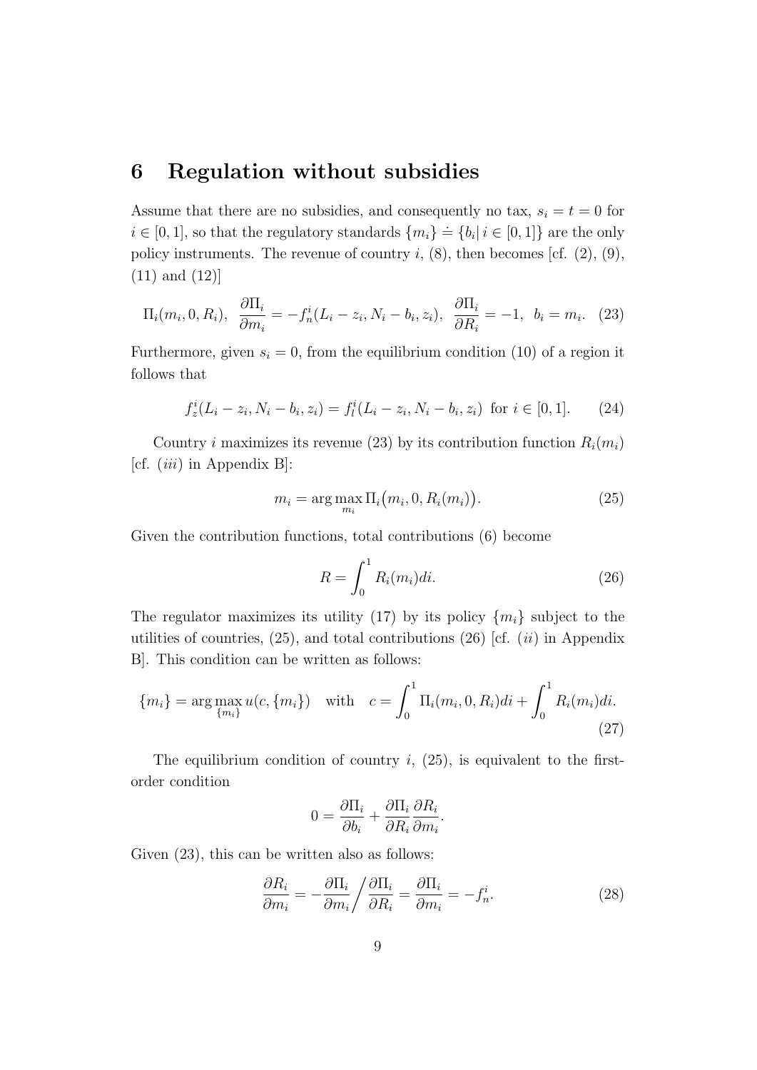## 6 Regulation without subsidies

Assume that there are no subsidies, and consequently no tax, $s_i = t = 0$ for $i \in [0,1]$, so that the regulatory standards $\{m_i\} \doteq \{b_i | \, i \in [0,1]\}$ are the only policy instruments. The revenue of country $i$, (8), then becomes [cf. (2), (9), (11) and (12)]

$$\Pi_i(m_i, 0, R_i), \;\; \frac{\partial \Pi_i}{\partial m_i} = -f_n^i(L_i - z_i, N_i - b_i, z_i), \;\; \frac{\partial \Pi_i}{\partial R_i} = -1, \;\; b_i = m_i. \quad (23)$$

Furthermore, given $s_i = 0$, from the equilibrium condition (10) of a region it follows that

$$f_z^i(L_i - z_i, N_i - b_i, z_i) = f_l^i(L_i - z_i, N_i - b_i, z_i) \;\text{ for } i \in [0,1]. \quad (24)$$

Country $i$ maximizes its revenue (23) by its contribution function $R_i(m_i)$ [cf. $(iii)$ in Appendix B]:

$$m_i = \arg\max_{m_i} \Pi_i\big(m_i, 0, R_i(m_i)\big). \quad (25)$$

Given the contribution functions, total contributions (6) become

$$R = \int_0^1 R_i(m_i) di. \quad (26)$$

The regulator maximizes its utility (17) by its policy $\{m_i\}$ subject to the utilities of countries, (25), and total contributions (26) [cf. $(ii)$ in Appendix B]. This condition can be written as follows:

$$\{m_i\} = \arg\max_{\{m_i\}} u(c, \{m_i\}) \quad \text{with} \quad c = \int_0^1 \Pi_i(m_i, 0, R_i) di + \int_0^1 R_i(m_i) di. \quad (27)$$

The equilibrium condition of country $i$, (25), is equivalent to the first-order condition

$$0 = \frac{\partial \Pi_i}{\partial b_i} + \frac{\partial \Pi_i}{\partial R_i}\frac{\partial R_i}{\partial m_i}.$$

Given (23), this can be written also as follows:

$$\frac{\partial R_i}{\partial m_i} = -\frac{\partial \Pi_i}{\partial m_i}\Big/\frac{\partial \Pi_i}{\partial R_i} = \frac{\partial \Pi_i}{\partial m_i} = -f_n^i. \quad (28)$$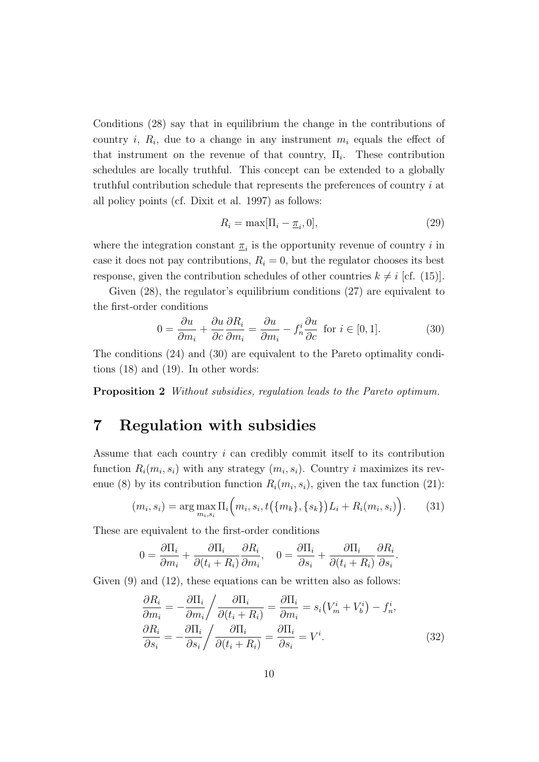Conditions (28) say that in equilibrium the change in the contributions of country $i$, $R_i$, due to a change in any instrument $m_i$ equals the effect of that instrument on the revenue of that country, $\Pi_i$. These contribution schedules are locally truthful. This concept can be extended to a globally truthful contribution schedule that represents the preferences of country $i$ at all policy points (cf. Dixit et al. 1997) as follows:

$$R_i = \max[\Pi_i - \underline{\pi}_i, 0], \tag{29}$$

where the integration constant $\underline{\pi}_i$ is the opportunity revenue of country $i$ in case it does not pay contributions, $R_i = 0$, but the regulator chooses its best response, given the contribution schedules of other countries $k \neq i$ [cf. (15)].

Given (28), the regulator's equilibrium conditions (27) are equivalent to the first-order conditions

$$0 = \frac{\partial u}{\partial m_i} + \frac{\partial u}{\partial c}\frac{\partial R_i}{\partial m_i} = \frac{\partial u}{\partial m_i} - f_n^i \frac{\partial u}{\partial c} \text{ for } i \in [0,1]. \tag{30}$$

The conditions (24) and (30) are equivalent to the Pareto optimality conditions (18) and (19). In other words:

**Proposition 2** *Without subsidies, regulation leads to the Pareto optimum.*

# 7 Regulation with subsidies

Assume that each country $i$ can credibly commit itself to its contribution function $R_i(m_i, s_i)$ with any strategy $(m_i, s_i)$. Country $i$ maximizes its revenue (8) by its contribution function $R_i(m_i, s_i)$, given the tax function (21):

$$(m_i, s_i) = \arg\max_{m_i, s_i} \Pi_i\Big(m_i, s_i, t\big(\{m_k\}, \{s_k\}\big)L_i + R_i(m_i, s_i)\Big). \tag{31}$$

These are equivalent to the first-order conditions

$$0 = \frac{\partial \Pi_i}{\partial m_i} + \frac{\partial \Pi_i}{\partial (t_i + R_i)}\frac{\partial R_i}{\partial m_i}, \quad 0 = \frac{\partial \Pi_i}{\partial s_i} + \frac{\partial \Pi_i}{\partial (t_i + R_i)}\frac{\partial R_i}{\partial s_i}.$$

Given (9) and (12), these equations can be written also as follows:

$$\begin{aligned}
\frac{\partial R_i}{\partial m_i} &= -\frac{\partial \Pi_i}{\partial m_i}\Big/\frac{\partial \Pi_i}{\partial (t_i + R_i)} = \frac{\partial \Pi_i}{\partial m_i} = s_i\big(V_m^i + V_b^i\big) - f_n^i, \\
\frac{\partial R_i}{\partial s_i} &= -\frac{\partial \Pi_i}{\partial s_i}\Big/\frac{\partial \Pi_i}{\partial (t_i + R_i)} = \frac{\partial \Pi_i}{\partial s_i} = V^i.
\end{aligned} \tag{32}$$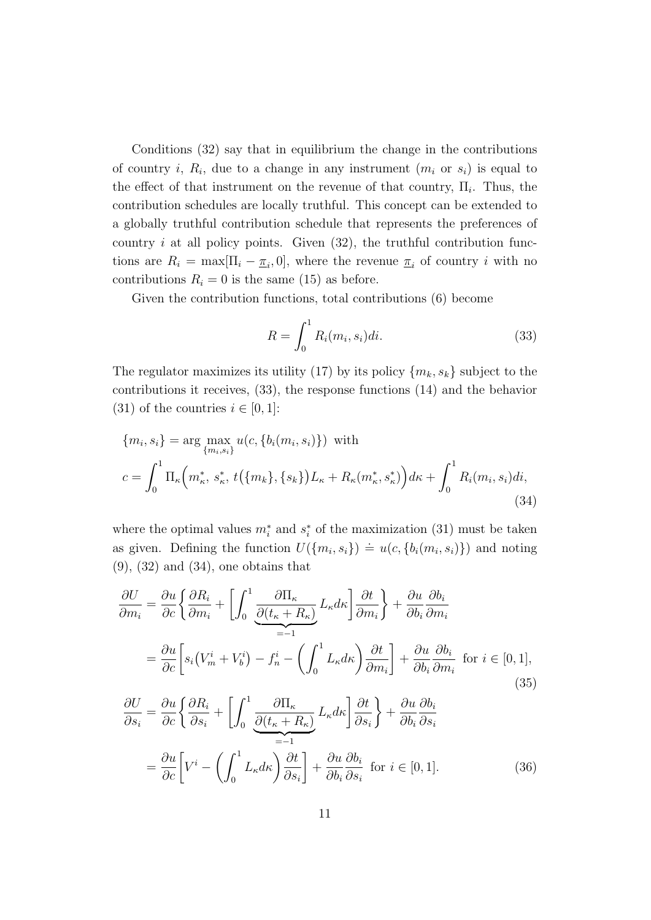Conditions (32) say that in equilibrium the change in the contributions of country $i$, $R_i$, due to a change in any instrument ($m_i$ or $s_i$) is equal to the effect of that instrument on the revenue of that country, $\Pi_i$. Thus, the contribution schedules are locally truthful. This concept can be extended to a globally truthful contribution schedule that represents the preferences of country $i$ at all policy points. Given (32), the truthful contribution functions are $R_i = \max[\Pi_i - \underline{\pi}_i, 0]$, where the revenue $\underline{\pi}_i$ of country $i$ with no contributions $R_i = 0$ is the same (15) as before.

Given the contribution functions, total contributions (6) become

$$R = \int_0^1 R_i(m_i, s_i)di. \tag{33}$$

The regulator maximizes its utility (17) by its policy $\{m_k, s_k\}$ subject to the contributions it receives, (33), the response functions (14) and the behavior (31) of the countries $i \in [0, 1]$:

$$\begin{aligned}
&\{m_i, s_i\} = \arg\max_{\{m_i, s_i\}} u(c, \{b_i(m_i, s_i)\}) \text{ with} \\
&c = \int_0^1 \Pi_\kappa\Big(m_\kappa^*,\, s_\kappa^*,\, t\big(\{m_k\}, \{s_k\}\big)L_\kappa + R_\kappa(m_\kappa^*, s_\kappa^*)\Big)d\kappa + \int_0^1 R_i(m_i, s_i)di,
\end{aligned} \tag{34}$$

where the optimal values $m_i^*$ and $s_i^*$ of the maximization (31) must be taken as given. Defining the function $U(\{m_i, s_i\}) \doteq u(c, \{b_i(m_i, s_i)\})$ and noting (9), (32) and (34), one obtains that

$$\begin{aligned}
\frac{\partial U}{\partial m_i} &= \frac{\partial u}{\partial c}\Bigg\{\frac{\partial R_i}{\partial m_i} + \Bigg[\int_0^1 \underbrace{\frac{\partial \Pi_\kappa}{\partial(t_\kappa + R_\kappa)}}_{=-1} L_\kappa d\kappa\Bigg]\frac{\partial t}{\partial m_i}\Bigg\} + \frac{\partial u}{\partial b_i}\frac{\partial b_i}{\partial m_i} \\
&= \frac{\partial u}{\partial c}\Bigg[s_i\big(V_m^i + V_b^i\big) - f_n^i - \Bigg(\int_0^1 L_\kappa d\kappa\Bigg)\frac{\partial t}{\partial m_i}\Bigg] + \frac{\partial u}{\partial b_i}\frac{\partial b_i}{\partial m_i} \text{ for } i \in [0, 1],
\end{aligned} \tag{35}$$

$$\begin{aligned}
\frac{\partial U}{\partial s_i} &= \frac{\partial u}{\partial c}\Bigg\{\frac{\partial R_i}{\partial s_i} + \Bigg[\int_0^1 \underbrace{\frac{\partial \Pi_\kappa}{\partial(t_\kappa + R_\kappa)}}_{=-1} L_\kappa d\kappa\Bigg]\frac{\partial t}{\partial s_i}\Bigg\} + \frac{\partial u}{\partial b_i}\frac{\partial b_i}{\partial s_i} \\
&= \frac{\partial u}{\partial c}\Bigg[V^i - \Bigg(\int_0^1 L_\kappa d\kappa\Bigg)\frac{\partial t}{\partial s_i}\Bigg] + \frac{\partial u}{\partial b_i}\frac{\partial b_i}{\partial s_i} \text{ for } i \in [0, 1].
\end{aligned} \tag{36}$$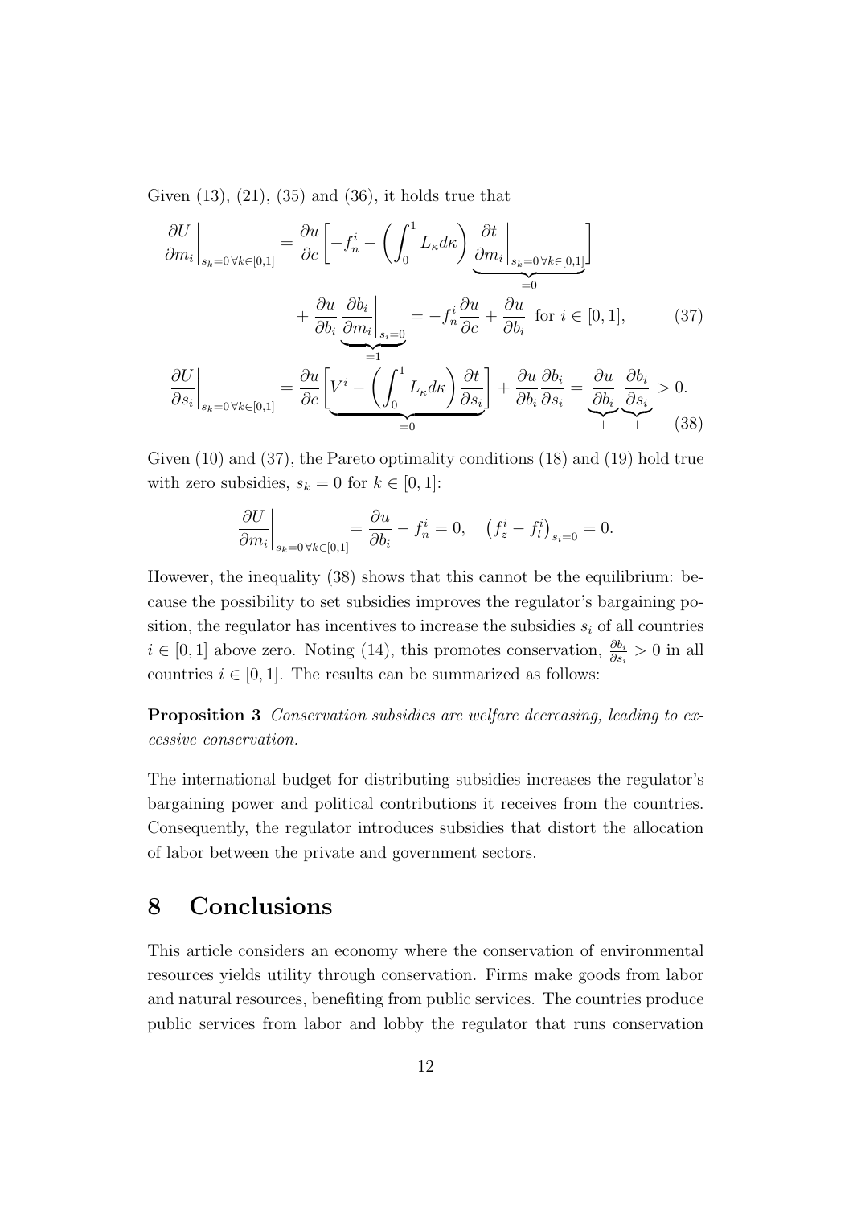Given (13), (21), (35) and (36), it holds true that

$$
\begin{aligned}
\left.\frac{\partial U}{\partial m_i}\right|_{s_k=0\,\forall k\in[0,1]} &= \frac{\partial u}{\partial c}\left[-f_n^i - \left(\int_0^1 L_\kappa d\kappa\right)\underbrace{\left.\frac{\partial t}{\partial m_i}\right|_{s_k=0\,\forall k\in[0,1]}}_{=0}\right] \\
&\quad + \frac{\partial u}{\partial b_i}\underbrace{\left.\frac{\partial b_i}{\partial m_i}\right|_{s_i=0}}_{=1} = -f_n^i\frac{\partial u}{\partial c} + \frac{\partial u}{\partial b_i} \text{ for } i \in [0,1], \qquad (37) \\
\left.\frac{\partial U}{\partial s_i}\right|_{s_k=0\,\forall k\in[0,1]} &= \frac{\partial u}{\partial c}\underbrace{\left[V^i - \left(\int_0^1 L_\kappa d\kappa\right)\frac{\partial t}{\partial s_i}\right]}_{=0} + \frac{\partial u}{\partial b_i}\frac{\partial b_i}{\partial s_i} = \underbrace{\frac{\partial u}{\partial b_i}}_{+}\underbrace{\frac{\partial b_i}{\partial s_i}}_{+} > 0. \qquad (38)
\end{aligned}
$$

Given (10) and (37), the Pareto optimality conditions (18) and (19) hold true with zero subsidies, $s_k = 0$ for $k \in [0,1]$:

$$
\left.\frac{\partial U}{\partial m_i}\right|_{s_k=0\,\forall k\in[0,1]} = \frac{\partial u}{\partial b_i} - f_n^i = 0, \quad \left(f_z^i - f_l^i\right)_{s_i=0} = 0.
$$

However, the inequality (38) shows that this cannot be the equilibrium: because the possibility to set subsidies improves the regulator's bargaining position, the regulator has incentives to increase the subsidies $s_i$ of all countries $i \in [0,1]$ above zero. Noting (14), this promotes conservation, $\frac{\partial b_i}{\partial s_i} > 0$ in all countries $i \in [0,1]$. The results can be summarized as follows:

**Proposition 3** *Conservation subsidies are welfare decreasing, leading to excessive conservation.*

The international budget for distributing subsidies increases the regulator's bargaining power and political contributions it receives from the countries. Consequently, the regulator introduces subsidies that distort the allocation of labor between the private and government sectors.

# 8 Conclusions

This article considers an economy where the conservation of environmental resources yields utility through conservation. Firms make goods from labor and natural resources, benefiting from public services. The countries produce public services from labor and lobby the regulator that runs conservation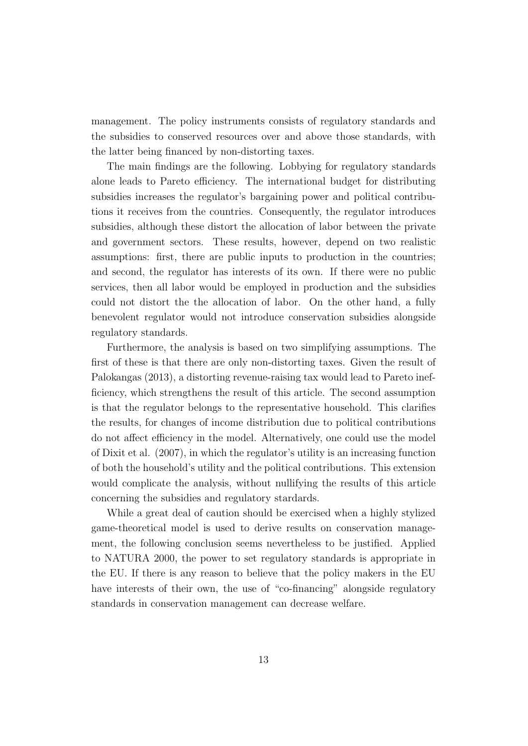management. The policy instruments consists of regulatory standards and the subsidies to conserved resources over and above those standards, with the latter being financed by non-distorting taxes.

The main findings are the following. Lobbying for regulatory standards alone leads to Pareto efficiency. The international budget for distributing subsidies increases the regulator's bargaining power and political contributions it receives from the countries. Consequently, the regulator introduces subsidies, although these distort the allocation of labor between the private and government sectors. These results, however, depend on two realistic assumptions: first, there are public inputs to production in the countries; and second, the regulator has interests of its own. If there were no public services, then all labor would be employed in production and the subsidies could not distort the the allocation of labor. On the other hand, a fully benevolent regulator would not introduce conservation subsidies alongside regulatory standards.

Furthermore, the analysis is based on two simplifying assumptions. The first of these is that there are only non-distorting taxes. Given the result of Palokangas (2013), a distorting revenue-raising tax would lead to Pareto inefficiency, which strengthens the result of this article. The second assumption is that the regulator belongs to the representative household. This clarifies the results, for changes of income distribution due to political contributions do not affect efficiency in the model. Alternatively, one could use the model of Dixit et al. (2007), in which the regulator's utility is an increasing function of both the household's utility and the political contributions. This extension would complicate the analysis, without nullifying the results of this article concerning the subsidies and regulatory stardards.

While a great deal of caution should be exercised when a highly stylized game-theoretical model is used to derive results on conservation management, the following conclusion seems nevertheless to be justified. Applied to NATURA 2000, the power to set regulatory standards is appropriate in the EU. If there is any reason to believe that the policy makers in the EU have interests of their own, the use of "co-financing" alongside regulatory standards in conservation management can decrease welfare.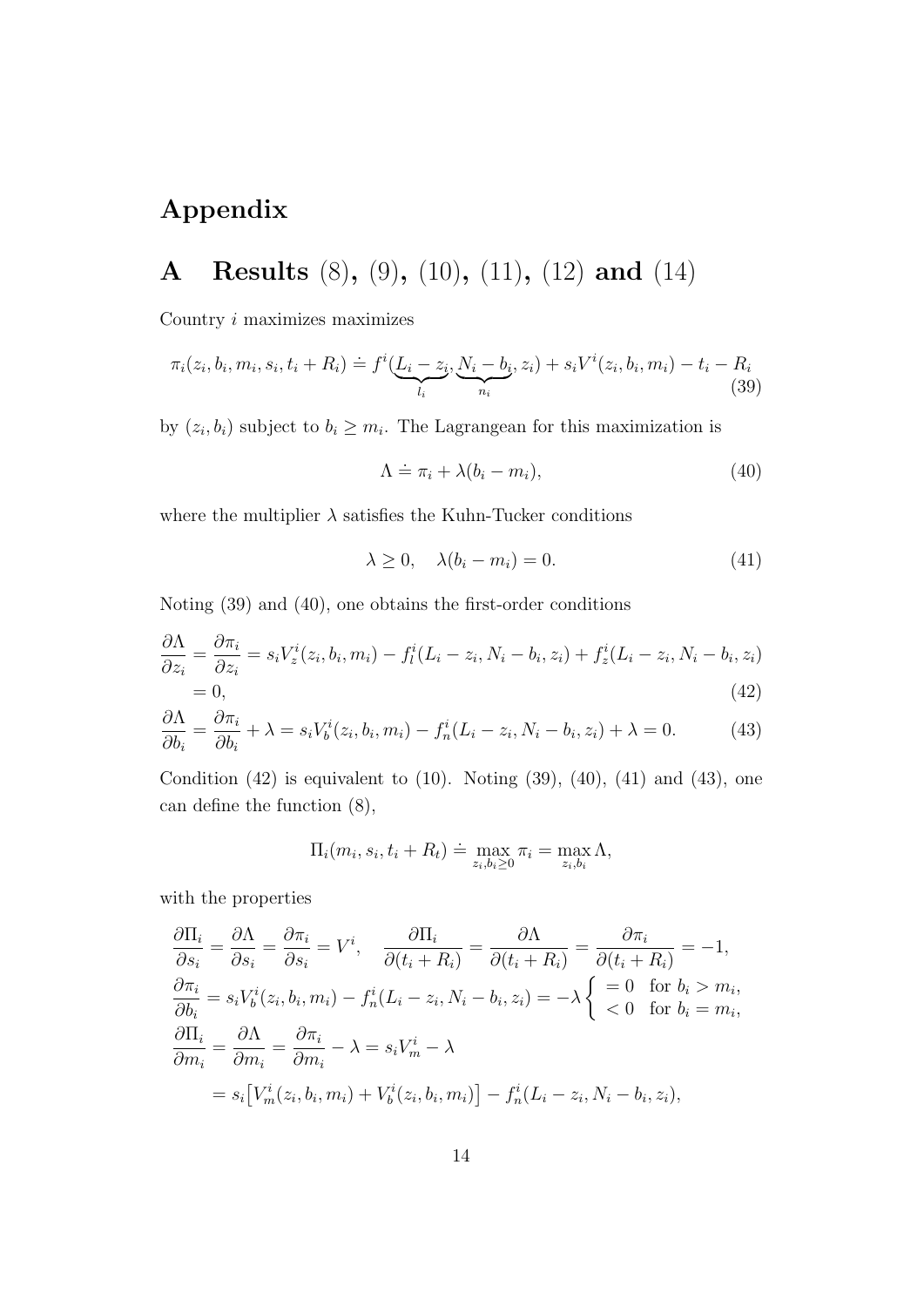# Appendix

## A Results (8), (9), (10), (11), (12) and (14)

Country $i$ maximizes maximizes

$$\pi_i(z_i, b_i, m_i, s_i, t_i + R_i) \doteq f^i(\underbrace{L_i - z_i}_{l_i}, \underbrace{N_i - b_i}_{n_i}, z_i) + s_i V^i(z_i, b_i, m_i) - t_i - R_i \tag{39}$$

by $(z_i, b_i)$ subject to $b_i \geq m_i$. The Lagrangean for this maximization is

$$\Lambda \doteq \pi_i + \lambda(b_i - m_i), \tag{40}$$

where the multiplier $\lambda$ satisfies the Kuhn-Tucker conditions

$$\lambda \geq 0, \quad \lambda(b_i - m_i) = 0. \tag{41}$$

Noting (39) and (40), one obtains the first-order conditions

$$\begin{aligned}
\frac{\partial \Lambda}{\partial z_i} &= \frac{\partial \pi_i}{\partial z_i} = s_i V_z^i(z_i, b_i, m_i) - f_l^i(L_i - z_i, N_i - b_i, z_i) + f_z^i(L_i - z_i, N_i - b_i, z_i) \\
&= 0, \qquad (42) \\
\frac{\partial \Lambda}{\partial b_i} &= \frac{\partial \pi_i}{\partial b_i} + \lambda = s_i V_b^i(z_i, b_i, m_i) - f_n^i(L_i - z_i, N_i - b_i, z_i) + \lambda = 0. \qquad (43)
\end{aligned}$$

Condition (42) is equivalent to (10). Noting (39), (40), (41) and (43), one can define the function (8),

$$\Pi_i(m_i, s_i, t_i + R_t) \doteq \max_{z_i, b_i \geq 0} \pi_i = \max_{z_i, b_i} \Lambda,$$

with the properties

$$\begin{aligned}
&\frac{\partial \Pi_i}{\partial s_i} = \frac{\partial \Lambda}{\partial s_i} = \frac{\partial \pi_i}{\partial s_i} = V^i, \quad \frac{\partial \Pi_i}{\partial (t_i + R_i)} = \frac{\partial \Lambda}{\partial (t_i + R_i)} = \frac{\partial \pi_i}{\partial (t_i + R_i)} = -1, \\
&\frac{\partial \pi_i}{\partial b_i} = s_i V_b^i(z_i, b_i, m_i) - f_n^i(L_i - z_i, N_i - b_i, z_i) = -\lambda \begin{cases} = 0 & \text{for } b_i > m_i, \\ < 0 & \text{for } b_i = m_i, \end{cases} \\
&\frac{\partial \Pi_i}{\partial m_i} = \frac{\partial \Lambda}{\partial m_i} = \frac{\partial \pi_i}{\partial m_i} - \lambda = s_i V_m^i - \lambda \\
&\qquad = s_i \big[ V_m^i(z_i, b_i, m_i) + V_b^i(z_i, b_i, m_i) \big] - f_n^i(L_i - z_i, N_i - b_i, z_i),
\end{aligned}$$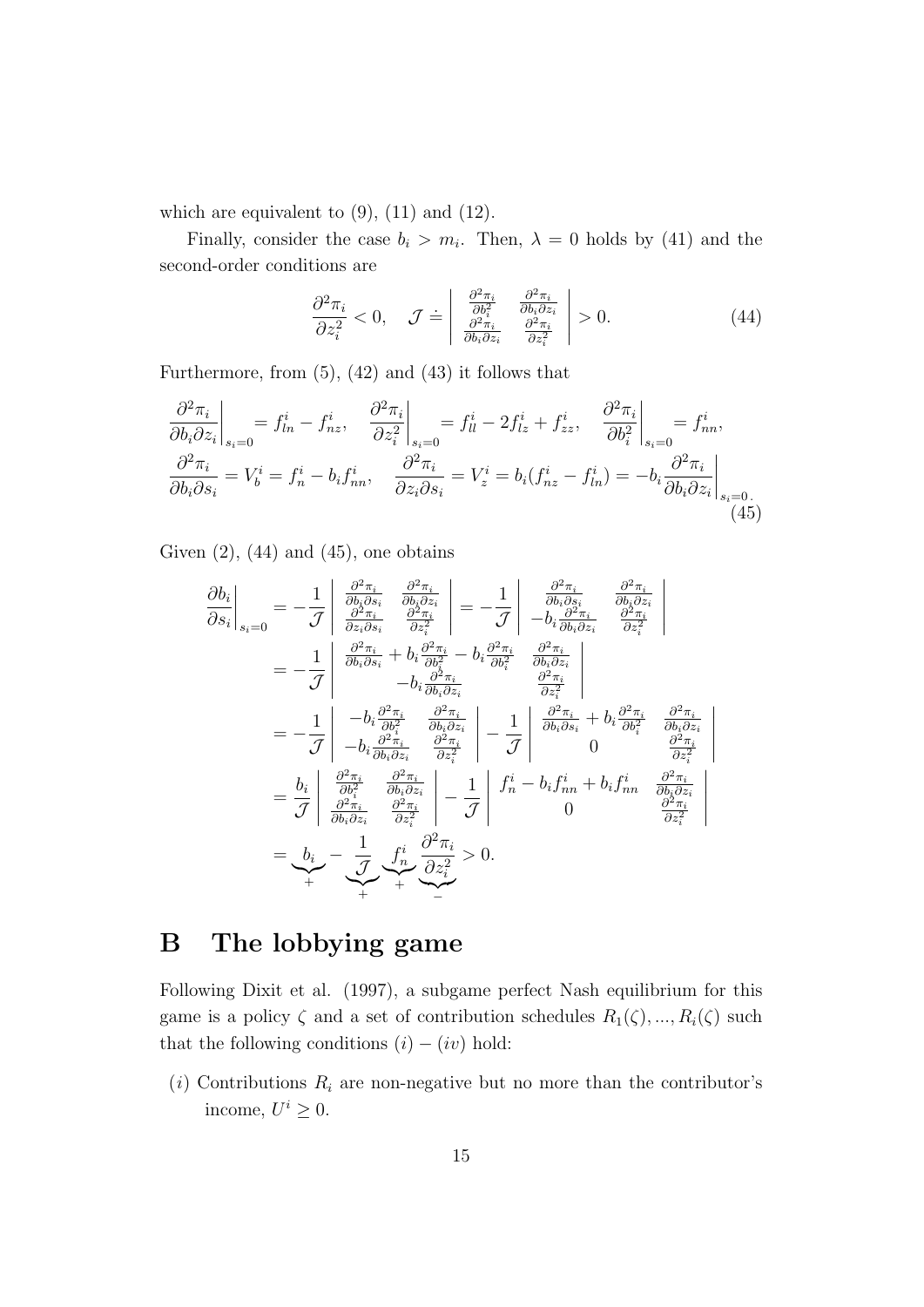which are equivalent to (9), (11) and (12).

Finally, consider the case $b_i > m_i$. Then, $\lambda = 0$ holds by (41) and the second-order conditions are

$$\frac{\partial^2 \pi_i}{\partial z_i^2} < 0, \quad \mathcal{J} \doteq \begin{vmatrix} \frac{\partial^2 \pi_i}{\partial b_i^2} & \frac{\partial^2 \pi_i}{\partial b_i \partial z_i} \\ \frac{\partial^2 \pi_i}{\partial b_i \partial z_i} & \frac{\partial^2 \pi_i}{\partial z_i^2} \end{vmatrix} > 0. \tag{44}$$

Furthermore, from (5), (42) and (43) it follows that

$$\begin{aligned}
&\left.\frac{\partial^2 \pi_i}{\partial b_i \partial z_i}\right|_{s_i=0} = f_{ln}^i - f_{nz}^i, \quad \left.\frac{\partial^2 \pi_i}{\partial z_i^2}\right|_{s_i=0} = f_{ll}^i - 2f_{lz}^i + f_{zz}^i, \quad \left.\frac{\partial^2 \pi_i}{\partial b_i^2}\right|_{s_i=0} = f_{nn}^i, \\
&\frac{\partial^2 \pi_i}{\partial b_i \partial s_i} = V_b^i = f_n^i - b_i f_{nn}^i, \quad \frac{\partial^2 \pi_i}{\partial z_i \partial s_i} = V_z^i = b_i(f_{nz}^i - f_{ln}^i) = -b_i \left.\frac{\partial^2 \pi_i}{\partial b_i \partial z_i}\right|_{s_i=0}.
\end{aligned} \tag{45}$$

Given (2), (44) and (45), one obtains

$$\begin{aligned}
\left.\frac{\partial b_i}{\partial s_i}\right|_{s_i=0} &= -\frac{1}{\mathcal{J}} \begin{vmatrix} \frac{\partial^2 \pi_i}{\partial b_i \partial s_i} & \frac{\partial^2 \pi_i}{\partial b_i \partial z_i} \\ \frac{\partial^2 \pi_i}{\partial z_i \partial s_i} & \frac{\partial^2 \pi_i}{\partial z_i^2} \end{vmatrix} = -\frac{1}{\mathcal{J}} \begin{vmatrix} \frac{\partial^2 \pi_i}{\partial b_i \partial s_i} & \frac{\partial^2 \pi_i}{\partial b_i \partial z_i} \\ -b_i \frac{\partial^2 \pi_i}{\partial b_i \partial z_i} & \frac{\partial^2 \pi_i}{\partial z_i^2} \end{vmatrix} \\
&= -\frac{1}{\mathcal{J}} \begin{vmatrix} \frac{\partial^2 \pi_i}{\partial b_i \partial s_i} + b_i \frac{\partial^2 \pi_i}{\partial b_i^2} - b_i \frac{\partial^2 \pi_i}{\partial b_i^2} & \frac{\partial^2 \pi_i}{\partial b_i \partial z_i} \\ -b_i \frac{\partial^2 \pi_i}{\partial b_i \partial z_i} & \frac{\partial^2 \pi_i}{\partial z_i^2} \end{vmatrix} \\
&= -\frac{1}{\mathcal{J}} \begin{vmatrix} -b_i \frac{\partial^2 \pi_i}{\partial b_i^2} & \frac{\partial^2 \pi_i}{\partial b_i \partial z_i} \\ -b_i \frac{\partial^2 \pi_i}{\partial b_i \partial z_i} & \frac{\partial^2 \pi_i}{\partial z_i^2} \end{vmatrix} - \frac{1}{\mathcal{J}} \begin{vmatrix} \frac{\partial^2 \pi_i}{\partial b_i \partial s_i} + b_i \frac{\partial^2 \pi_i}{\partial b_i^2} & \frac{\partial^2 \pi_i}{\partial b_i \partial z_i} \\ 0 & \frac{\partial^2 \pi_i}{\partial z_i^2} \end{vmatrix} \\
&= \frac{b_i}{\mathcal{J}} \begin{vmatrix} \frac{\partial^2 \pi_i}{\partial b_i^2} & \frac{\partial^2 \pi_i}{\partial b_i \partial z_i} \\ \frac{\partial^2 \pi_i}{\partial b_i \partial z_i} & \frac{\partial^2 \pi_i}{\partial z_i^2} \end{vmatrix} - \frac{1}{\mathcal{J}} \begin{vmatrix} f_n^i - b_i f_{nn}^i + b_i f_{nn}^i & \frac{\partial^2 \pi_i}{\partial b_i \partial z_i} \\ 0 & \frac{\partial^2 \pi_i}{\partial z_i^2} \end{vmatrix} \\
&= \underbrace{b_i}_{+} - \underbrace{\frac{1}{\mathcal{J}}}_{+} \underbrace{f_n^i}_{+} \underbrace{\frac{\partial^2 \pi_i}{\partial z_i^2}}_{-} > 0.
\end{aligned}$$

# B The lobbying game

Following Dixit et al. (1997), a subgame perfect Nash equilibrium for this game is a policy $\zeta$ and a set of contribution schedules $R_1(\zeta), ..., R_i(\zeta)$ such that the following conditions $(i) - (iv)$ hold:

$(i)$ Contributions $R_i$ are non-negative but no more than the contributor's income, $U^i \geq 0$.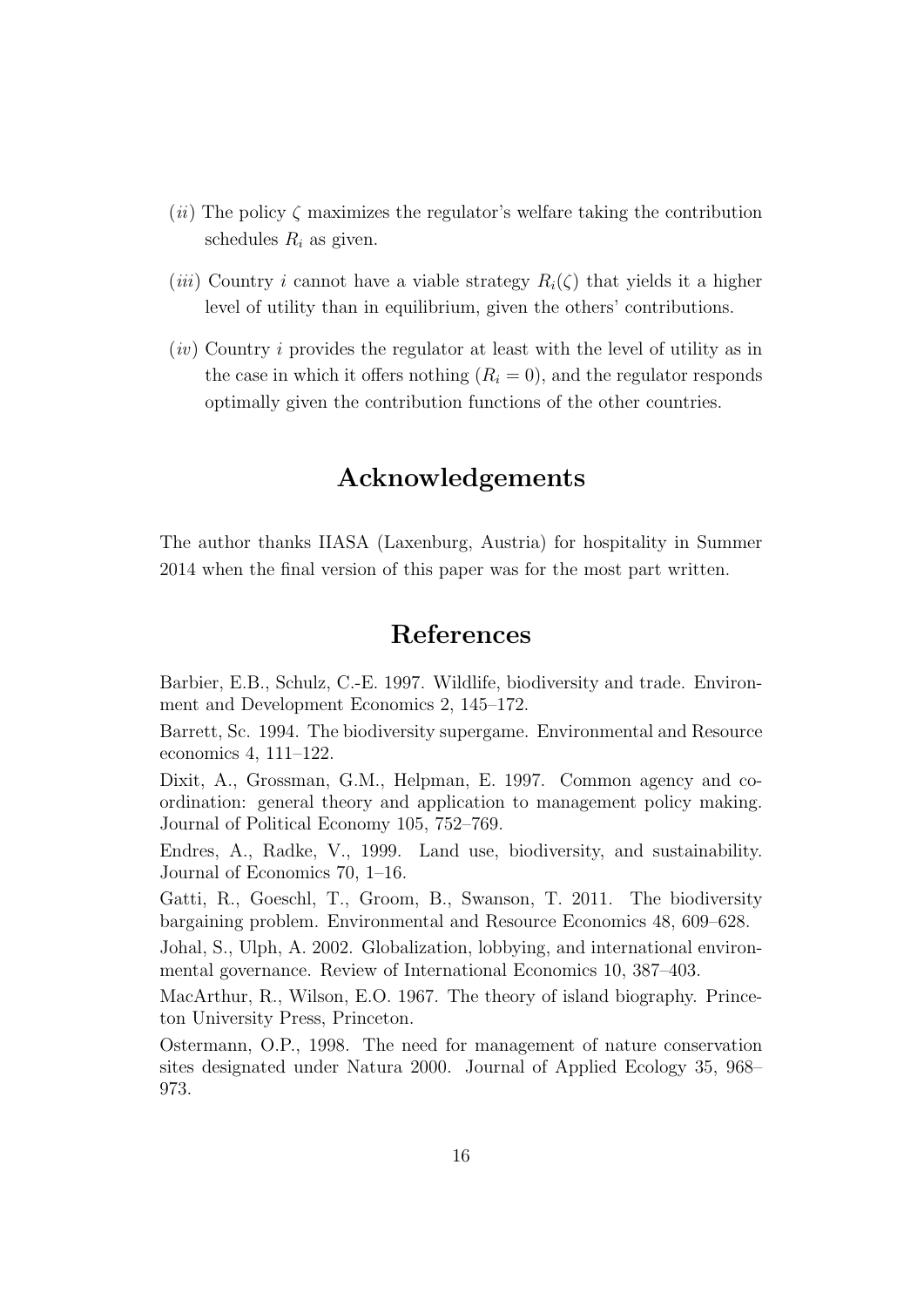(*ii*) The policy $\zeta$ maximizes the regulator's welfare taking the contribution schedules $R_i$ as given.

(*iii*) Country $i$ cannot have a viable strategy $R_i(\zeta)$ that yields it a higher level of utility than in equilibrium, given the others' contributions.

(*iv*) Country $i$ provides the regulator at least with the level of utility as in the case in which it offers nothing ($R_i = 0$), and the regulator responds optimally given the contribution functions of the other countries.

## Acknowledgements

The author thanks IIASA (Laxenburg, Austria) for hospitality in Summer 2014 when the final version of this paper was for the most part written.

## References

Barbier, E.B., Schulz, C.-E. 1997. Wildlife, biodiversity and trade. Environment and Development Economics 2, 145–172.

Barrett, Sc. 1994. The biodiversity supergame. Environmental and Resource economics 4, 111–122.

Dixit, A., Grossman, G.M., Helpman, E. 1997. Common agency and coordination: general theory and application to management policy making. Journal of Political Economy 105, 752–769.

Endres, A., Radke, V., 1999. Land use, biodiversity, and sustainability. Journal of Economics 70, 1–16.

Gatti, R., Goeschl, T., Groom, B., Swanson, T. 2011. The biodiversity bargaining problem. Environmental and Resource Economics 48, 609–628.

Johal, S., Ulph, A. 2002. Globalization, lobbying, and international environmental governance. Review of International Economics 10, 387–403.

MacArthur, R., Wilson, E.O. 1967. The theory of island biography. Princeton University Press, Princeton.

Ostermann, O.P., 1998. The need for management of nature conservation sites designated under Natura 2000. Journal of Applied Ecology 35, 968–973.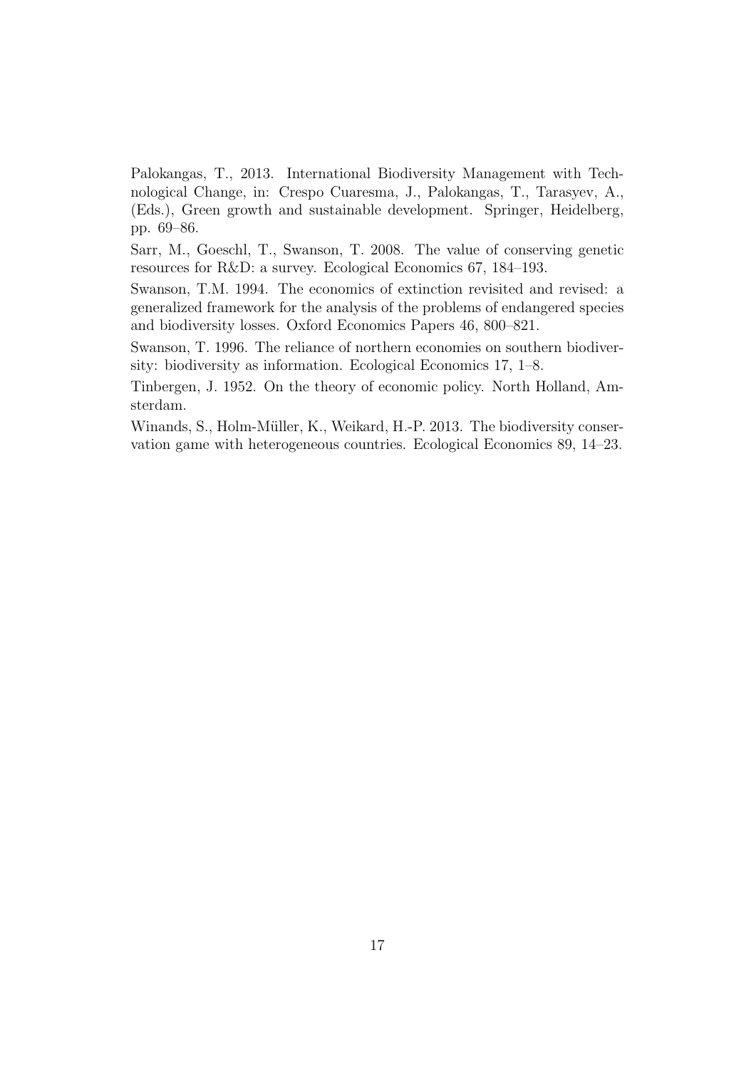Palokangas, T., 2013. International Biodiversity Management with Technological Change, in: Crespo Cuaresma, J., Palokangas, T., Tarasyev, A., (Eds.), Green growth and sustainable development. Springer, Heidelberg, pp. 69–86.

Sarr, M., Goeschl, T., Swanson, T. 2008. The value of conserving genetic resources for R&D: a survey. Ecological Economics 67, 184–193.

Swanson, T.M. 1994. The economics of extinction revisited and revised: a generalized framework for the analysis of the problems of endangered species and biodiversity losses. Oxford Economics Papers 46, 800–821.

Swanson, T. 1996. The reliance of northern economies on southern biodiversity: biodiversity as information. Ecological Economics 17, 1–8.

Tinbergen, J. 1952. On the theory of economic policy. North Holland, Amsterdam.

Winands, S., Holm-Müller, K., Weikard, H.-P. 2013. The biodiversity conservation game with heterogeneous countries. Ecological Economics 89, 14–23.